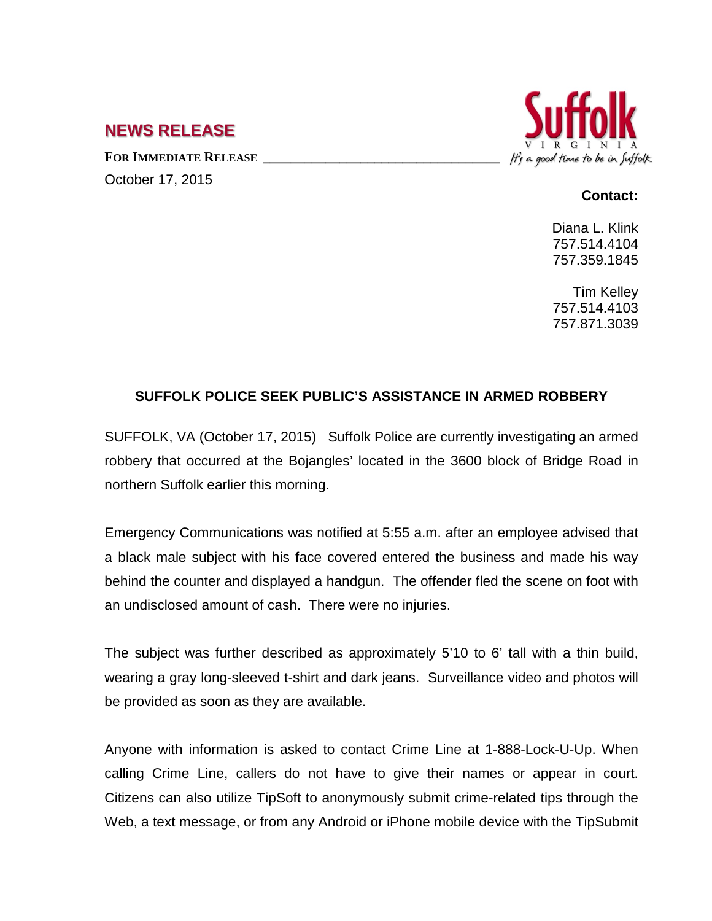## NEWS RELEASE

**FOR IMMEDIATE RELEASE**

October 17, 2015

**Suffolk**
VIRGINIA
*It's a good time to be in Suffolk*

**Contact:**

Diana L. Klink
757.514.4104
757.359.1845

Tim Kelley
757.514.4103
757.871.3039

### SUFFOLK POLICE SEEK PUBLIC'S ASSISTANCE IN ARMED ROBBERY

SUFFOLK, VA (October 17, 2015) Suffolk Police are currently investigating an armed robbery that occurred at the Bojangles' located in the 3600 block of Bridge Road in northern Suffolk earlier this morning.

Emergency Communications was notified at 5:55 a.m. after an employee advised that a black male subject with his face covered entered the business and made his way behind the counter and displayed a handgun. The offender fled the scene on foot with an undisclosed amount of cash. There were no injuries.

The subject was further described as approximately 5'10 to 6' tall with a thin build, wearing a gray long-sleeved t-shirt and dark jeans. Surveillance video and photos will be provided as soon as they are available.

Anyone with information is asked to contact Crime Line at 1-888-Lock-U-Up. When calling Crime Line, callers do not have to give their names or appear in court. Citizens can also utilize TipSoft to anonymously submit crime-related tips through the Web, a text message, or from any Android or iPhone mobile device with the TipSubmit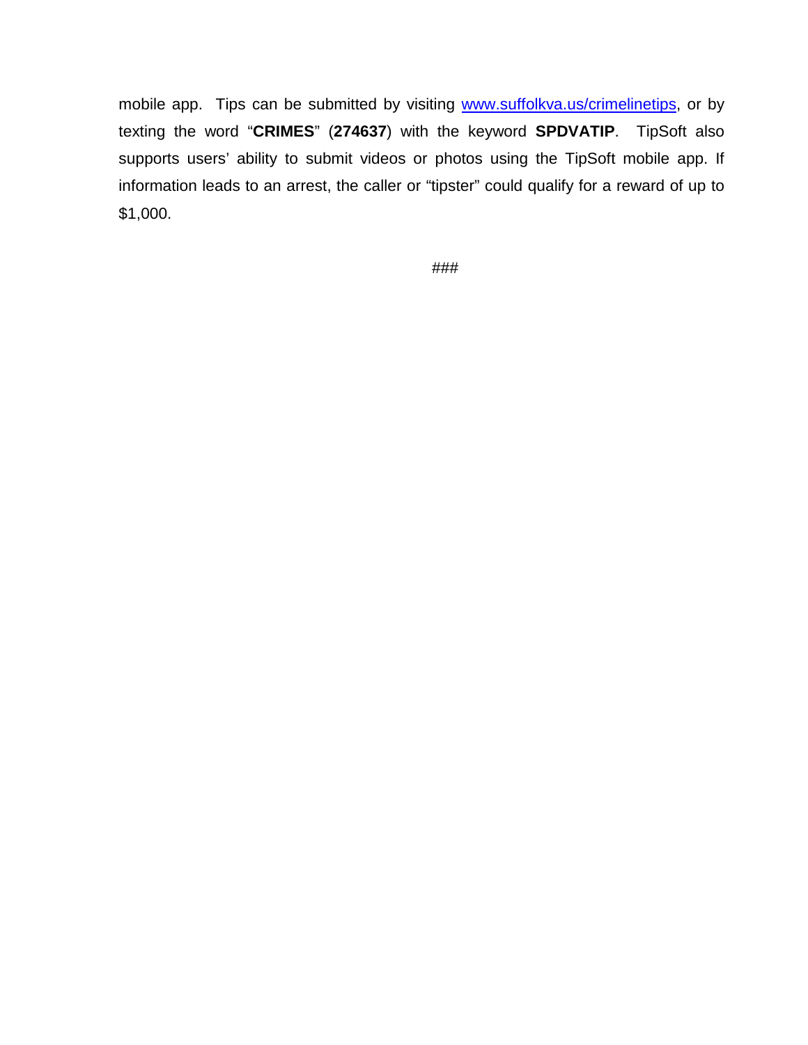mobile app. Tips can be submitted by visiting [www.suffolkva.us/crimelinetips](http://www.suffolkva.us/crimelinetips), or by texting the word "**CRIMES**" (**274637**) with the keyword **SPDVATIP**. TipSoft also supports users' ability to submit videos or photos using the TipSoft mobile app. If information leads to an arrest, the caller or "tipster" could qualify for a reward of up to $1,000.

###